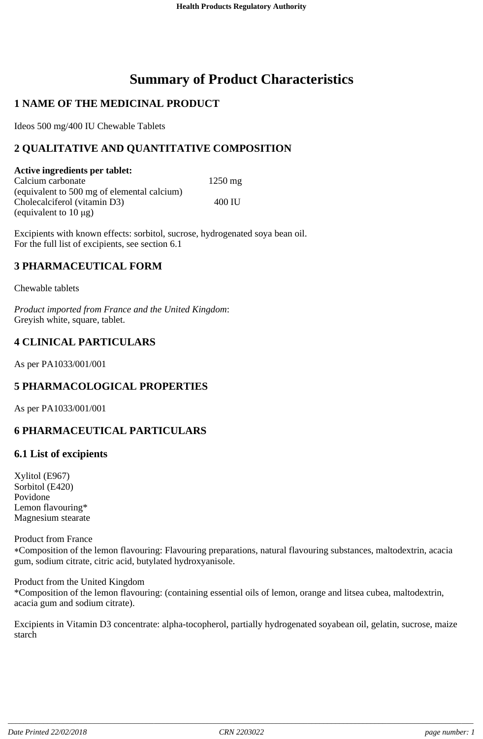# Summary of Product Characteristics

## 1 NAME OF THE MEDICINAL PRODUCT

Ideos 500 mg/400 IU Chewable Tablets

## 2 QUALITATIVE AND QUANTITATIVE COMPOSITION

**Active ingredients per tablet:**

| | |
|---|---|
| Calcium carbonate | 1250 mg |
| (equivalent to 500 mg of elemental calcium) | |
| Cholecalciferol (vitamin D3) | 400 IU |
| (equivalent to 10 µg) | |

Excipients with known effects: sorbitol, sucrose, hydrogenated soya bean oil.
For the full list of excipients, see section 6.1

## 3 PHARMACEUTICAL FORM

Chewable tablets

*Product imported from France and the United Kingdom*:
Greyish white, square, tablet.

## 4 CLINICAL PARTICULARS

As per PA1033/001/001

## 5 PHARMACOLOGICAL PROPERTIES

As per PA1033/001/001

## 6 PHARMACEUTICAL PARTICULARS

### 6.1 List of excipients

Xylitol (E967)
Sorbitol (E420)
Povidone
Lemon flavouring*
Magnesium stearate

Product from France
*Composition of the lemon flavouring: Flavouring preparations, natural flavouring substances, maltodextrin, acacia gum, sodium citrate, citric acid, butylated hydroxyanisole.

Product from the United Kingdom
*Composition of the lemon flavouring: (containing essential oils of lemon, orange and litsea cubea, maltodextrin, acacia gum and sodium citrate).

Excipients in Vitamin D3 concentrate: alpha-tocopherol, partially hydrogenated soyabean oil, gelatin, sucrose, maize starch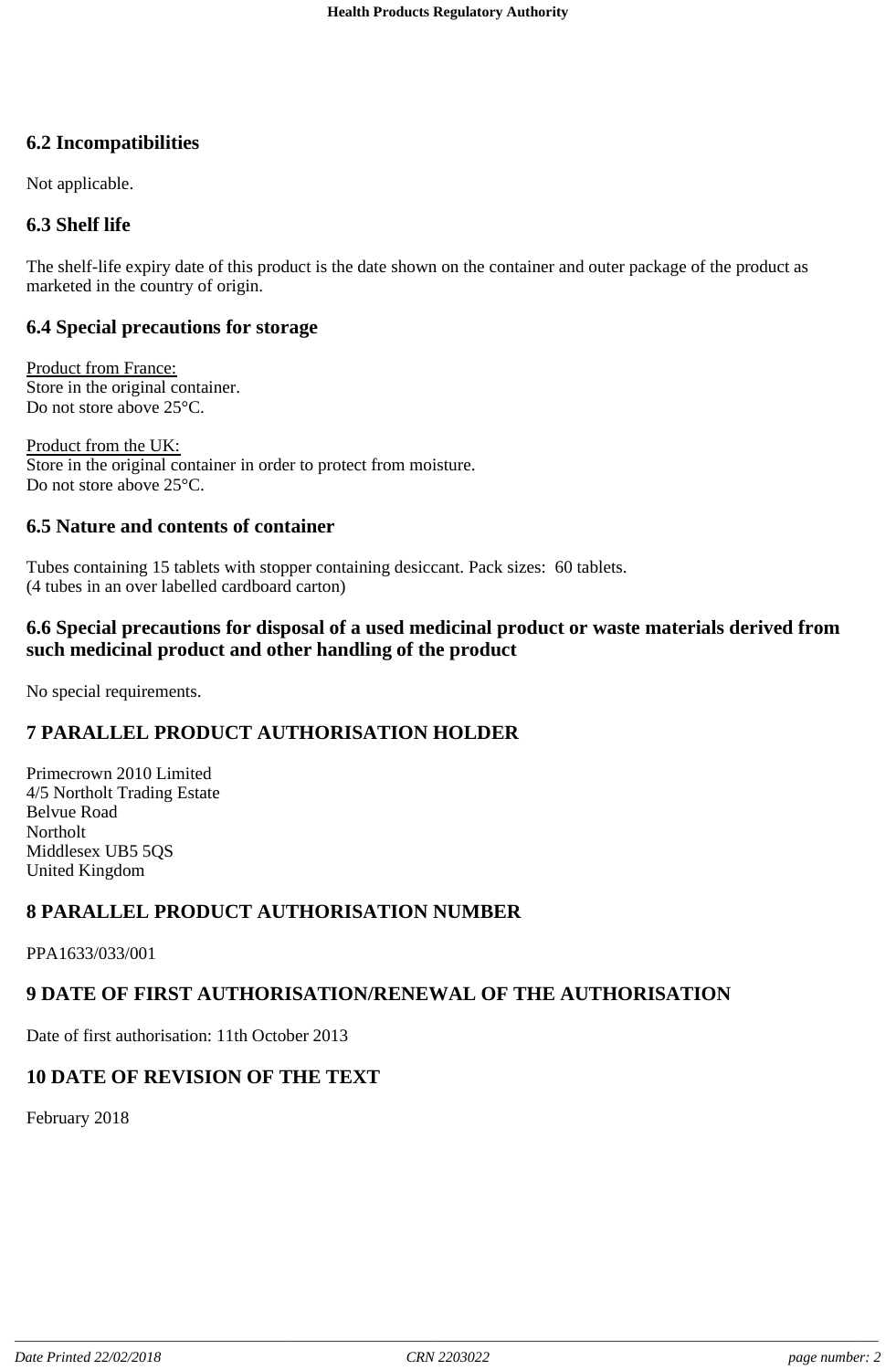## 6.2 Incompatibilities

Not applicable.

## 6.3 Shelf life

The shelf-life expiry date of this product is the date shown on the container and outer package of the product as marketed in the country of origin.

## 6.4 Special precautions for storage

Product from France:
Store in the original container.
Do not store above 25°C.

Product from the UK:
Store in the original container in order to protect from moisture.
Do not store above 25°C.

## 6.5 Nature and contents of container

Tubes containing 15 tablets with stopper containing desiccant. Pack sizes: 60 tablets.
(4 tubes in an over labelled cardboard carton)

## 6.6 Special precautions for disposal of a used medicinal product or waste materials derived from such medicinal product and other handling of the product

No special requirements.

# 7 PARALLEL PRODUCT AUTHORISATION HOLDER

Primecrown 2010 Limited
4/5 Northolt Trading Estate
Belvue Road
Northolt
Middlesex UB5 5QS
United Kingdom

# 8 PARALLEL PRODUCT AUTHORISATION NUMBER

PPA1633/033/001

# 9 DATE OF FIRST AUTHORISATION/RENEWAL OF THE AUTHORISATION

Date of first authorisation: 11th October 2013

# 10 DATE OF REVISION OF THE TEXT

February 2018